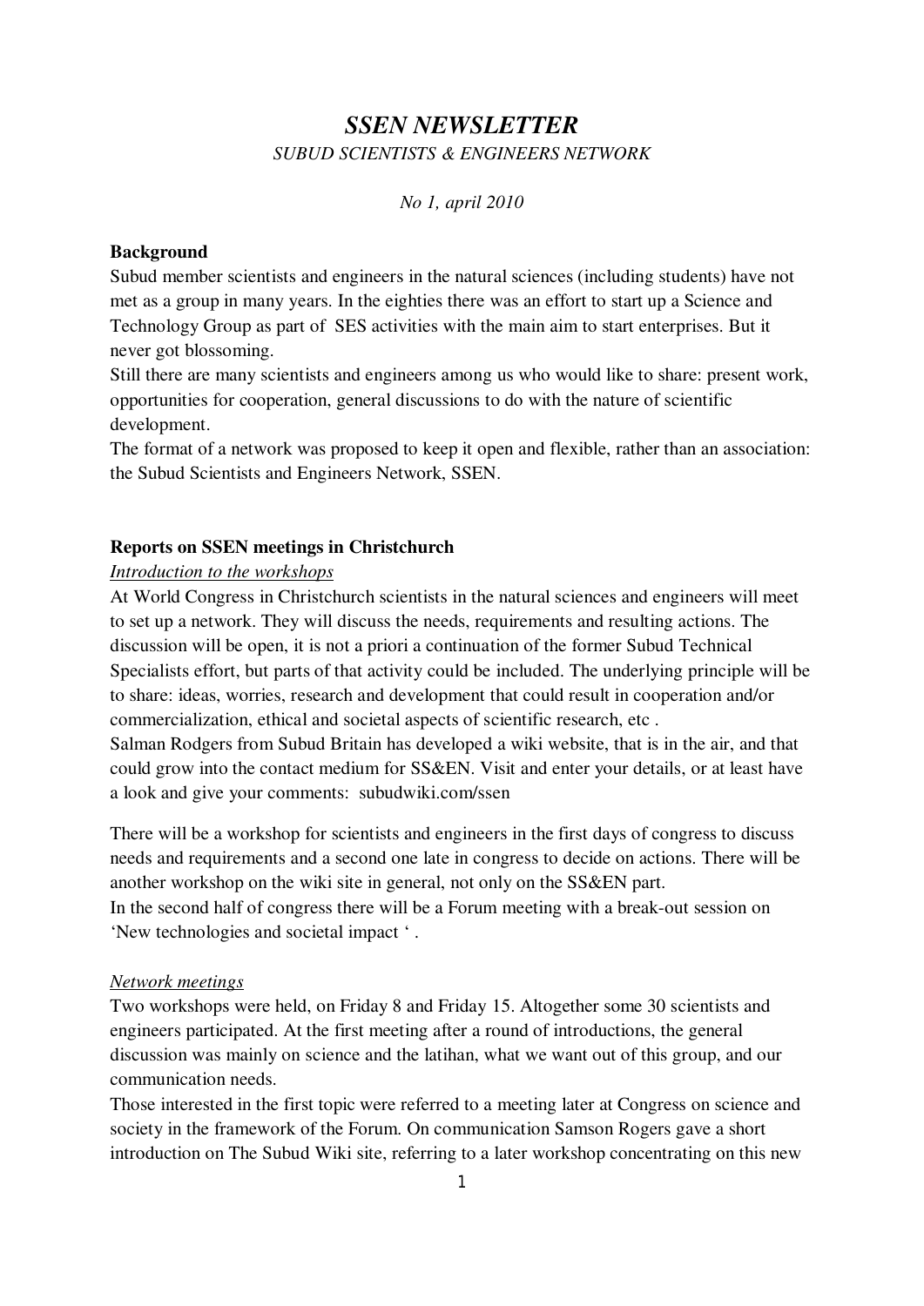# *SSEN NEWSLETTER*

*SUBUD SCIENTISTS & ENGINEERS NETWORK*

*No 1, april 2010*

**Background**

Subud member scientists and engineers in the natural sciences (including students) have not met as a group in many years. In the eighties there was an effort to start up a Science and Technology Group as part of SES activities with the main aim to start enterprises. But it never got blossoming.

Still there are many scientists and engineers among us who would like to share: present work, opportunities for cooperation, general discussions to do with the nature of scientific development.

The format of a network was proposed to keep it open and flexible, rather than an association: the Subud Scientists and Engineers Network, SSEN.

**Reports on SSEN meetings in Christchurch**

*Introduction to the workshops*

At World Congress in Christchurch scientists in the natural sciences and engineers will meet to set up a network. They will discuss the needs, requirements and resulting actions. The discussion will be open, it is not a priori a continuation of the former Subud Technical Specialists effort, but parts of that activity could be included. The underlying principle will be to share: ideas, worries, research and development that could result in cooperation and/or commercialization, ethical and societal aspects of scientific research, etc .

Salman Rodgers from Subud Britain has developed a wiki website, that is in the air, and that could grow into the contact medium for SS&EN. Visit and enter your details, or at least have a look and give your comments: subudwiki.com/ssen

There will be a workshop for scientists and engineers in the first days of congress to discuss needs and requirements and a second one late in congress to decide on actions. There will be another workshop on the wiki site in general, not only on the SS&EN part.

In the second half of congress there will be a Forum meeting with a break-out session on 'New technologies and societal impact ' .

*Network meetings*

Two workshops were held, on Friday 8 and Friday 15. Altogether some 30 scientists and engineers participated. At the first meeting after a round of introductions, the general discussion was mainly on science and the latihan, what we want out of this group, and our communication needs.

Those interested in the first topic were referred to a meeting later at Congress on science and society in the framework of the Forum. On communication Samson Rogers gave a short introduction on The Subud Wiki site, referring to a later workshop concentrating on this new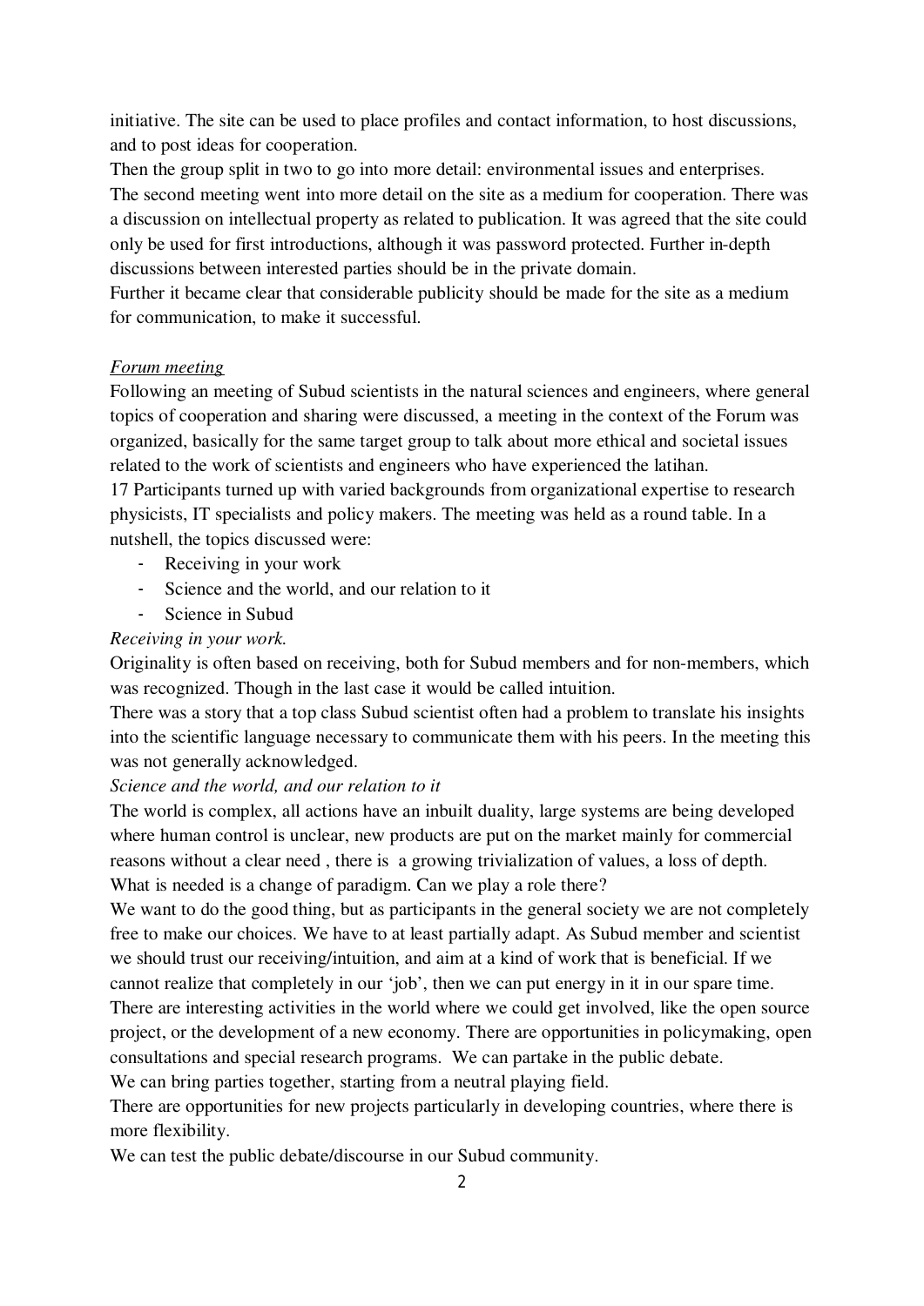initiative. The site can be used to place profiles and contact information, to host discussions, and to post ideas for cooperation.

Then the group split in two to go into more detail: environmental issues and enterprises.

The second meeting went into more detail on the site as a medium for cooperation. There was a discussion on intellectual property as related to publication. It was agreed that the site could only be used for first introductions, although it was password protected. Further in-depth discussions between interested parties should be in the private domain.

Further it became clear that considerable publicity should be made for the site as a medium for communication, to make it successful.

*Forum meeting*

Following an meeting of Subud scientists in the natural sciences and engineers, where general topics of cooperation and sharing were discussed, a meeting in the context of the Forum was organized, basically for the same target group to talk about more ethical and societal issues related to the work of scientists and engineers who have experienced the latihan.

17 Participants turned up with varied backgrounds from organizational expertise to research physicists, IT specialists and policy makers. The meeting was held as a round table. In a nutshell, the topics discussed were:

- Receiving in your work
- Science and the world, and our relation to it
- Science in Subud

*Receiving in your work.*

Originality is often based on receiving, both for Subud members and for non-members, which was recognized. Though in the last case it would be called intuition.

There was a story that a top class Subud scientist often had a problem to translate his insights into the scientific language necessary to communicate them with his peers. In the meeting this was not generally acknowledged.

*Science and the world, and our relation to it*

The world is complex, all actions have an inbuilt duality, large systems are being developed where human control is unclear, new products are put on the market mainly for commercial reasons without a clear need , there is a growing trivialization of values, a loss of depth. What is needed is a change of paradigm. Can we play a role there?

We want to do the good thing, but as participants in the general society we are not completely free to make our choices. We have to at least partially adapt. As Subud member and scientist we should trust our receiving/intuition, and aim at a kind of work that is beneficial. If we cannot realize that completely in our 'job', then we can put energy in it in our spare time.

There are interesting activities in the world where we could get involved, like the open source project, or the development of a new economy. There are opportunities in policymaking, open consultations and special research programs. We can partake in the public debate.

We can bring parties together, starting from a neutral playing field.

There are opportunities for new projects particularly in developing countries, where there is more flexibility.

We can test the public debate/discourse in our Subud community.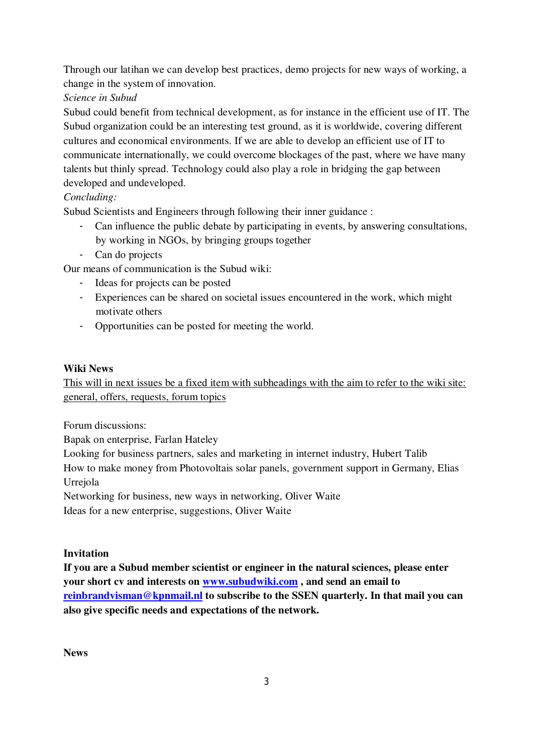Through our latihan we can develop best practices, demo projects for new ways of working, a change in the system of innovation.

*Science in Subud*

Subud could benefit from technical development, as for instance in the efficient use of IT. The Subud organization could be an interesting test ground, as it is worldwide, covering different cultures and economical environments. If we are able to develop an efficient use of IT to communicate internationally, we could overcome blockages of the past, where we have many talents but thinly spread. Technology could also play a role in bridging the gap between developed and undeveloped.

*Concluding:*

Subud Scientists and Engineers through following their inner guidance :

- Can influence the public debate by participating in events, by answering consultations, by working in NGOs, by bringing groups together
- Can do projects

Our means of communication is the Subud wiki:

- Ideas for projects can be posted
- Experiences can be shared on societal issues encountered in the work, which might motivate others
- Opportunities can be posted for meeting the world.

**Wiki News**

<u>This will in next issues be a fixed item with subheadings with the aim to refer to the wiki site: general, offers, requests, forum topics</u>

Forum discussions:

Bapak on enterprise, Farlan Hateley

Looking for business partners, sales and marketing in internet industry, Hubert Talib

How to make money from Photovoltais solar panels, government support in Germany, Elias Urrejola

Networking for business, new ways in networking, Oliver Waite

Ideas for a new enterprise, suggestions, Oliver Waite

**Invitation**

**If you are a Subud member scientist or engineer in the natural sciences, please enter your short cv and interests on [www.subudwiki.com](http://www.subudwiki.com) , and send an email to [reinbrandvisman@kpnmail.nl](mailto:reinbrandvisman@kpnmail.nl) to subscribe to the SSEN quarterly. In that mail you can also give specific needs and expectations of the network.**

**News**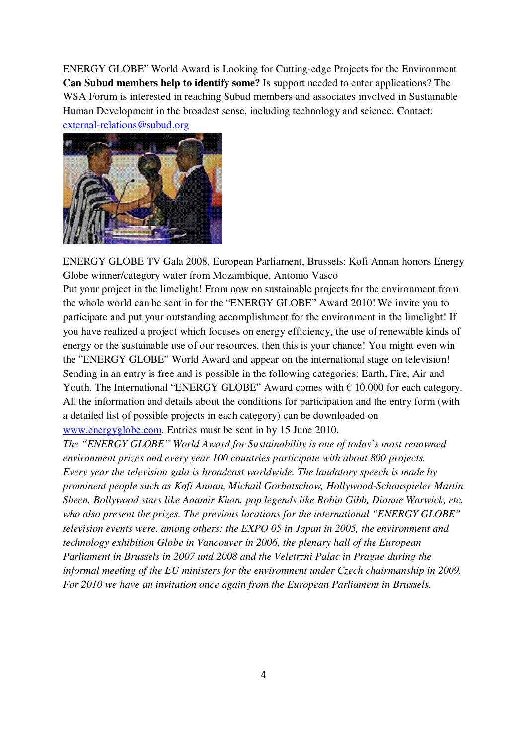ENERGY GLOBE" World Award is Looking for Cutting-edge Projects for the Environment

**Can Subud members help to identify some?** Is support needed to enter applications? The WSA Forum is interested in reaching Subud members and associates involved in Sustainable Human Development in the broadest sense, including technology and science. Contact: external-relations@subud.org

ENERGY GLOBE TV Gala 2008, European Parliament, Brussels: Kofi Annan honors Energy Globe winner/category water from Mozambique, Antonio Vasco

Put your project in the limelight! From now on sustainable projects for the environment from the whole world can be sent in for the "ENERGY GLOBE" Award 2010! We invite you to participate and put your outstanding accomplishment for the environment in the limelight! If you have realized a project which focuses on energy efficiency, the use of renewable kinds of energy or the sustainable use of our resources, then this is your chance! You might even win the "ENERGY GLOBE" World Award and appear on the international stage on television! Sending in an entry is free and is possible in the following categories: Earth, Fire, Air and Youth. The International "ENERGY GLOBE" Award comes with € 10.000 for each category. All the information and details about the conditions for participation and the entry form (with a detailed list of possible projects in each category) can be downloaded on www.energyglobe.com. Entries must be sent in by 15 June 2010.

*The "ENERGY GLOBE" World Award for Sustainability is one of today`s most renowned environment prizes and every year 100 countries participate with about 800 projects. Every year the television gala is broadcast worldwide. The laudatory speech is made by prominent people such as Kofi Annan, Michail Gorbatschow, Hollywood-Schauspieler Martin Sheen, Bollywood stars like Aaamir Khan, pop legends like Robin Gibb, Dionne Warwick, etc. who also present the prizes. The previous locations for the international "ENERGY GLOBE" television events were, among others: the EXPO 05 in Japan in 2005, the environment and technology exhibition Globe in Vancouver in 2006, the plenary hall of the European Parliament in Brussels in 2007 und 2008 and the Veletrzni Palac in Prague during the informal meeting of the EU ministers for the environment under Czech chairmanship in 2009. For 2010 we have an invitation once again from the European Parliament in Brussels.*